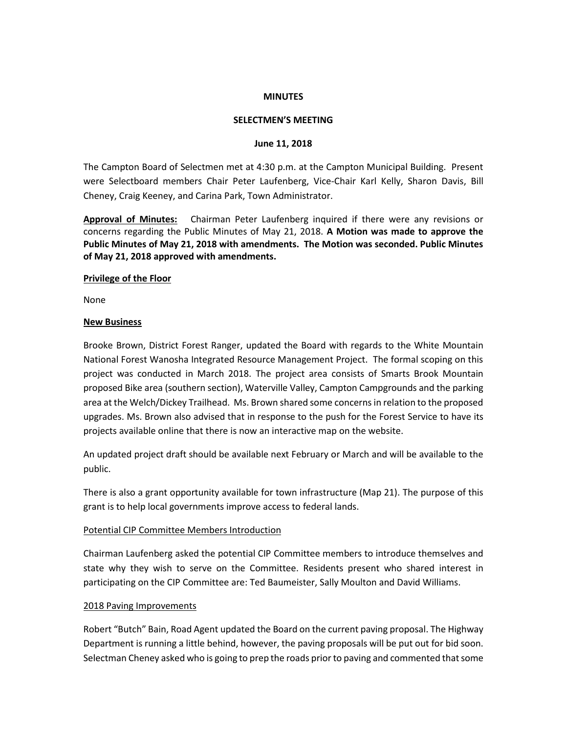**MINUTES**

**SELECTMEN'S MEETING**

**June 11, 2018**

The Campton Board of Selectmen met at 4:30 p.m. at the Campton Municipal Building. Present were Selectboard members Chair Peter Laufenberg, Vice-Chair Karl Kelly, Sharon Davis, Bill Cheney, Craig Keeney, and Carina Park, Town Administrator.

**Approval of Minutes:** Chairman Peter Laufenberg inquired if there were any revisions or concerns regarding the Public Minutes of May 21, 2018. **A Motion was made to approve the Public Minutes of May 21, 2018 with amendments. The Motion was seconded. Public Minutes of May 21, 2018 approved with amendments.**

**Privilege of the Floor**

None

**New Business**

Brooke Brown, District Forest Ranger, updated the Board with regards to the White Mountain National Forest Wanosha Integrated Resource Management Project. The formal scoping on this project was conducted in March 2018. The project area consists of Smarts Brook Mountain proposed Bike area (southern section), Waterville Valley, Campton Campgrounds and the parking area at the Welch/Dickey Trailhead. Ms. Brown shared some concerns in relation to the proposed upgrades. Ms. Brown also advised that in response to the push for the Forest Service to have its projects available online that there is now an interactive map on the website.

An updated project draft should be available next February or March and will be available to the public.

There is also a grant opportunity available for town infrastructure (Map 21). The purpose of this grant is to help local governments improve access to federal lands.

Potential CIP Committee Members Introduction

Chairman Laufenberg asked the potential CIP Committee members to introduce themselves and state why they wish to serve on the Committee. Residents present who shared interest in participating on the CIP Committee are: Ted Baumeister, Sally Moulton and David Williams.

2018 Paving Improvements

Robert "Butch" Bain, Road Agent updated the Board on the current paving proposal. The Highway Department is running a little behind, however, the paving proposals will be put out for bid soon. Selectman Cheney asked who is going to prep the roads prior to paving and commented that some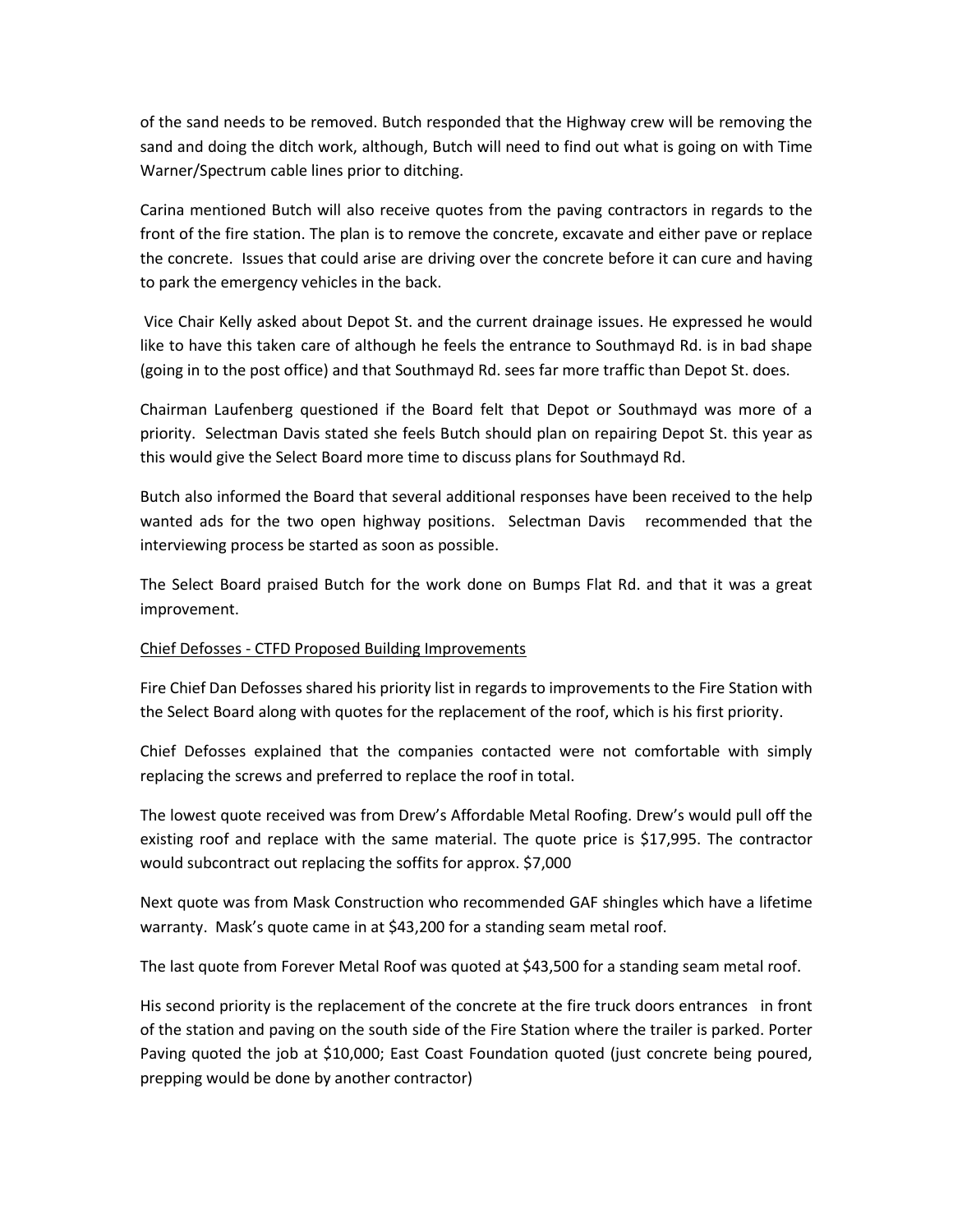of the sand needs to be removed. Butch responded that the Highway crew will be removing the sand and doing the ditch work, although, Butch will need to find out what is going on with Time Warner/Spectrum cable lines prior to ditching.

Carina mentioned Butch will also receive quotes from the paving contractors in regards to the front of the fire station. The plan is to remove the concrete, excavate and either pave or replace the concrete. Issues that could arise are driving over the concrete before it can cure and having to park the emergency vehicles in the back.

Vice Chair Kelly asked about Depot St. and the current drainage issues. He expressed he would like to have this taken care of although he feels the entrance to Southmayd Rd. is in bad shape (going in to the post office) and that Southmayd Rd. sees far more traffic than Depot St. does.

Chairman Laufenberg questioned if the Board felt that Depot or Southmayd was more of a priority. Selectman Davis stated she feels Butch should plan on repairing Depot St. this year as this would give the Select Board more time to discuss plans for Southmayd Rd.

Butch also informed the Board that several additional responses have been received to the help wanted ads for the two open highway positions. Selectman Davis recommended that the interviewing process be started as soon as possible.

The Select Board praised Butch for the work done on Bumps Flat Rd. and that it was a great improvement.

<u>Chief Defosses - CTFD Proposed Building Improvements</u>

Fire Chief Dan Defosses shared his priority list in regards to improvements to the Fire Station with the Select Board along with quotes for the replacement of the roof, which is his first priority.

Chief Defosses explained that the companies contacted were not comfortable with simply replacing the screws and preferred to replace the roof in total.

The lowest quote received was from Drew's Affordable Metal Roofing. Drew's would pull off the existing roof and replace with the same material. The quote price is $17,995. The contractor would subcontract out replacing the soffits for approx. $7,000

Next quote was from Mask Construction who recommended GAF shingles which have a lifetime warranty. Mask's quote came in at $43,200 for a standing seam metal roof.

The last quote from Forever Metal Roof was quoted at $43,500 for a standing seam metal roof.

His second priority is the replacement of the concrete at the fire truck doors entrances in front of the station and paving on the south side of the Fire Station where the trailer is parked. Porter Paving quoted the job at $10,000; East Coast Foundation quoted (just concrete being poured, prepping would be done by another contractor)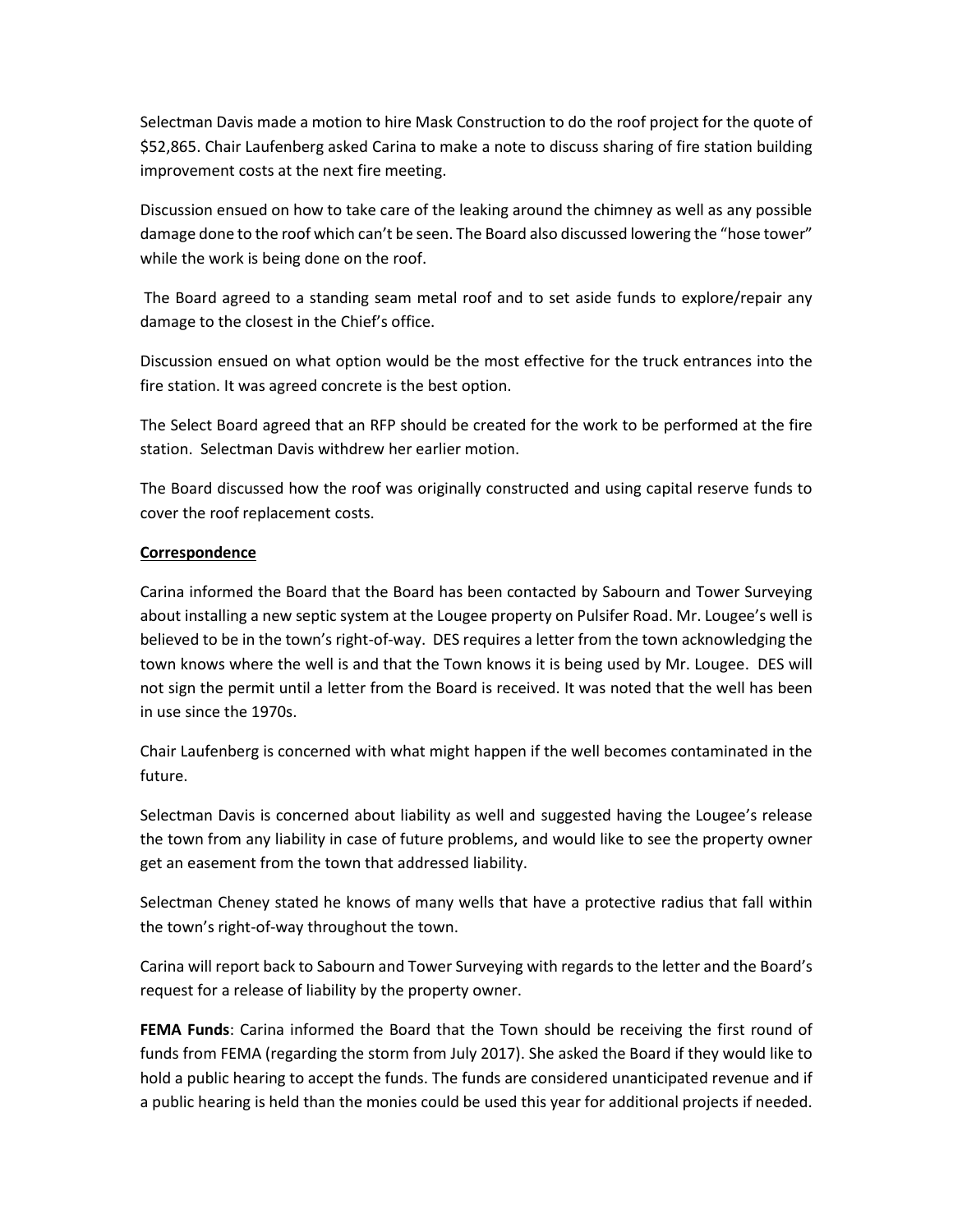Selectman Davis made a motion to hire Mask Construction to do the roof project for the quote of $52,865. Chair Laufenberg asked Carina to make a note to discuss sharing of fire station building improvement costs at the next fire meeting.

Discussion ensued on how to take care of the leaking around the chimney as well as any possible damage done to the roof which can't be seen. The Board also discussed lowering the "hose tower" while the work is being done on the roof.

The Board agreed to a standing seam metal roof and to set aside funds to explore/repair any damage to the closest in the Chief's office.

Discussion ensued on what option would be the most effective for the truck entrances into the fire station. It was agreed concrete is the best option.

The Select Board agreed that an RFP should be created for the work to be performed at the fire station. Selectman Davis withdrew her earlier motion.

The Board discussed how the roof was originally constructed and using capital reserve funds to cover the roof replacement costs.

**Correspondence**

Carina informed the Board that the Board has been contacted by Sabourn and Tower Surveying about installing a new septic system at the Lougee property on Pulsifer Road. Mr. Lougee's well is believed to be in the town's right-of-way. DES requires a letter from the town acknowledging the town knows where the well is and that the Town knows it is being used by Mr. Lougee. DES will not sign the permit until a letter from the Board is received. It was noted that the well has been in use since the 1970s.

Chair Laufenberg is concerned with what might happen if the well becomes contaminated in the future.

Selectman Davis is concerned about liability as well and suggested having the Lougee's release the town from any liability in case of future problems, and would like to see the property owner get an easement from the town that addressed liability.

Selectman Cheney stated he knows of many wells that have a protective radius that fall within the town's right-of-way throughout the town.

Carina will report back to Sabourn and Tower Surveying with regards to the letter and the Board's request for a release of liability by the property owner.

**FEMA Funds**: Carina informed the Board that the Town should be receiving the first round of funds from FEMA (regarding the storm from July 2017). She asked the Board if they would like to hold a public hearing to accept the funds. The funds are considered unanticipated revenue and if a public hearing is held than the monies could be used this year for additional projects if needed.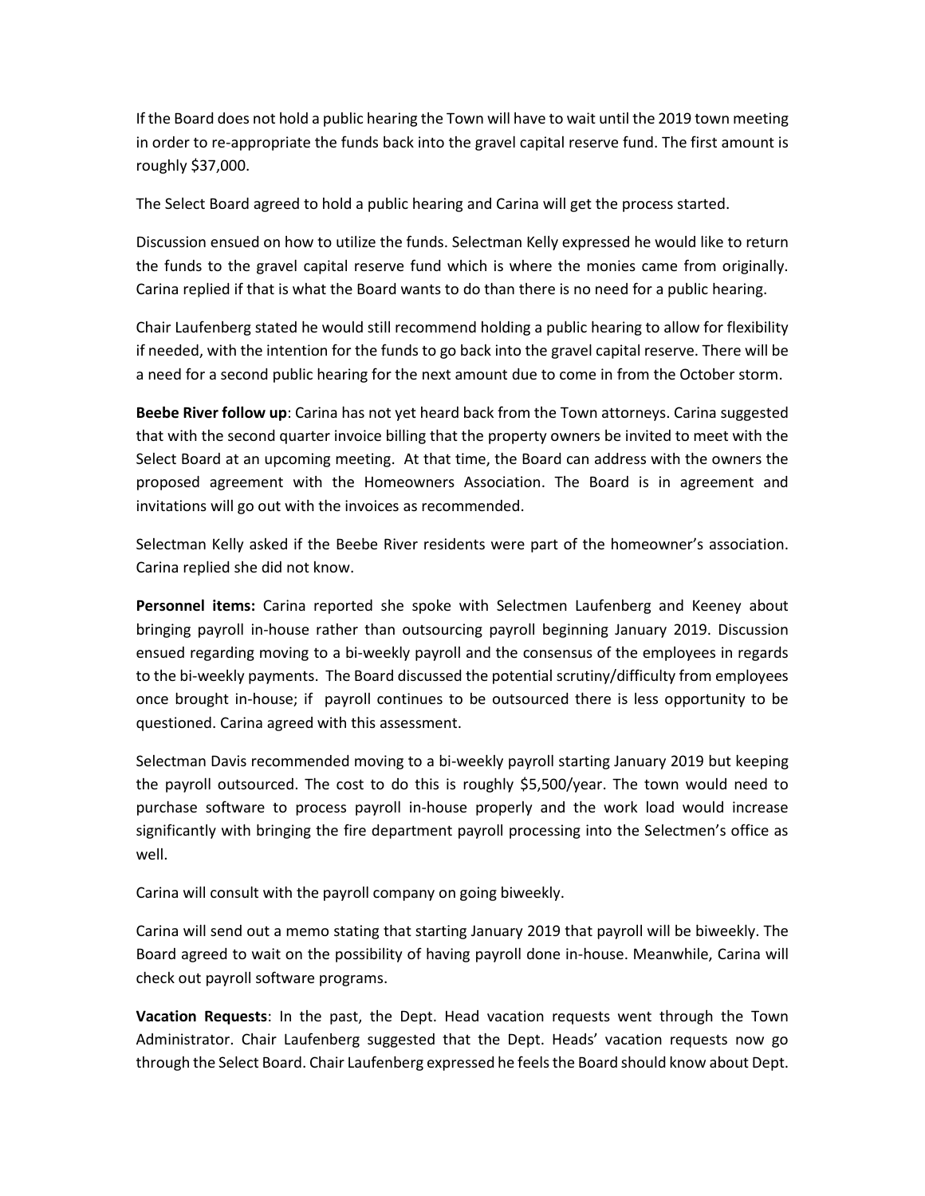If the Board does not hold a public hearing the Town will have to wait until the 2019 town meeting in order to re-appropriate the funds back into the gravel capital reserve fund. The first amount is roughly $37,000.

The Select Board agreed to hold a public hearing and Carina will get the process started.

Discussion ensued on how to utilize the funds. Selectman Kelly expressed he would like to return the funds to the gravel capital reserve fund which is where the monies came from originally. Carina replied if that is what the Board wants to do than there is no need for a public hearing.

Chair Laufenberg stated he would still recommend holding a public hearing to allow for flexibility if needed, with the intention for the funds to go back into the gravel capital reserve. There will be a need for a second public hearing for the next amount due to come in from the October storm.

**Beebe River follow up**: Carina has not yet heard back from the Town attorneys. Carina suggested that with the second quarter invoice billing that the property owners be invited to meet with the Select Board at an upcoming meeting. At that time, the Board can address with the owners the proposed agreement with the Homeowners Association. The Board is in agreement and invitations will go out with the invoices as recommended.

Selectman Kelly asked if the Beebe River residents were part of the homeowner's association. Carina replied she did not know.

**Personnel items:** Carina reported she spoke with Selectmen Laufenberg and Keeney about bringing payroll in-house rather than outsourcing payroll beginning January 2019. Discussion ensued regarding moving to a bi-weekly payroll and the consensus of the employees in regards to the bi-weekly payments. The Board discussed the potential scrutiny/difficulty from employees once brought in-house; if payroll continues to be outsourced there is less opportunity to be questioned. Carina agreed with this assessment.

Selectman Davis recommended moving to a bi-weekly payroll starting January 2019 but keeping the payroll outsourced. The cost to do this is roughly $5,500/year. The town would need to purchase software to process payroll in-house properly and the work load would increase significantly with bringing the fire department payroll processing into the Selectmen's office as well.

Carina will consult with the payroll company on going biweekly.

Carina will send out a memo stating that starting January 2019 that payroll will be biweekly. The Board agreed to wait on the possibility of having payroll done in-house. Meanwhile, Carina will check out payroll software programs.

**Vacation Requests**: In the past, the Dept. Head vacation requests went through the Town Administrator. Chair Laufenberg suggested that the Dept. Heads' vacation requests now go through the Select Board. Chair Laufenberg expressed he feels the Board should know about Dept.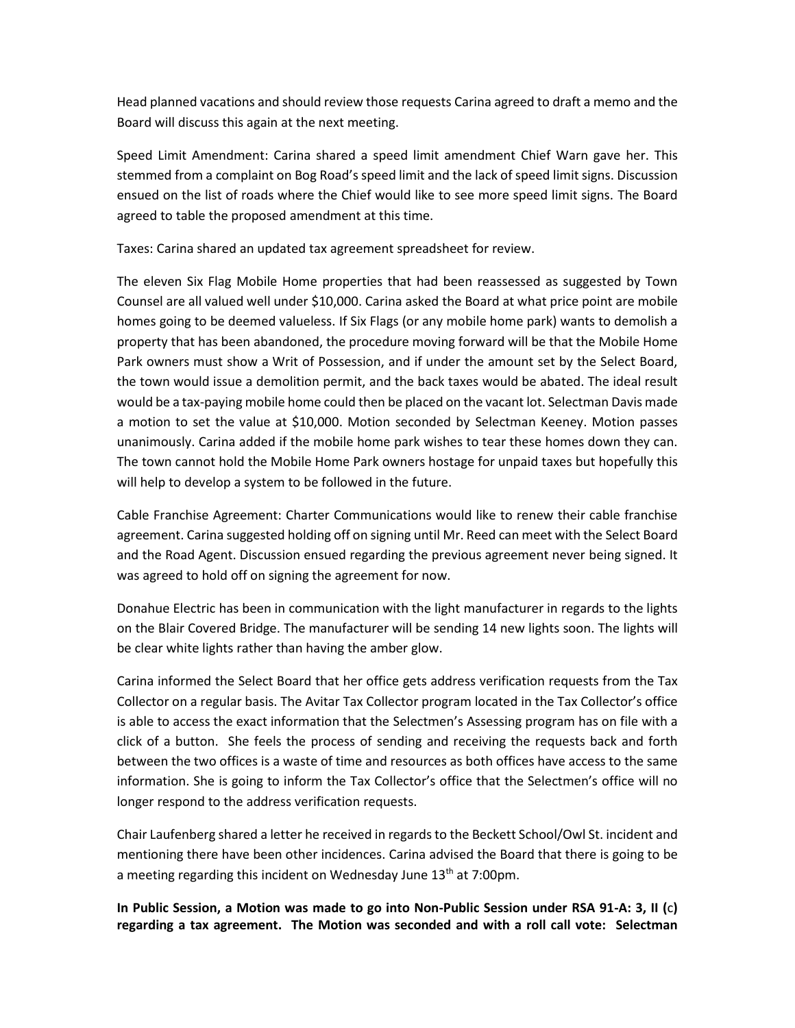Head planned vacations and should review those requests Carina agreed to draft a memo and the Board will discuss this again at the next meeting.

Speed Limit Amendment: Carina shared a speed limit amendment Chief Warn gave her. This stemmed from a complaint on Bog Road's speed limit and the lack of speed limit signs. Discussion ensued on the list of roads where the Chief would like to see more speed limit signs. The Board agreed to table the proposed amendment at this time.

Taxes: Carina shared an updated tax agreement spreadsheet for review.

The eleven Six Flag Mobile Home properties that had been reassessed as suggested by Town Counsel are all valued well under $10,000. Carina asked the Board at what price point are mobile homes going to be deemed valueless. If Six Flags (or any mobile home park) wants to demolish a property that has been abandoned, the procedure moving forward will be that the Mobile Home Park owners must show a Writ of Possession, and if under the amount set by the Select Board, the town would issue a demolition permit, and the back taxes would be abated. The ideal result would be a tax-paying mobile home could then be placed on the vacant lot. Selectman Davis made a motion to set the value at $10,000. Motion seconded by Selectman Keeney. Motion passes unanimously. Carina added if the mobile home park wishes to tear these homes down they can. The town cannot hold the Mobile Home Park owners hostage for unpaid taxes but hopefully this will help to develop a system to be followed in the future.

Cable Franchise Agreement: Charter Communications would like to renew their cable franchise agreement. Carina suggested holding off on signing until Mr. Reed can meet with the Select Board and the Road Agent. Discussion ensued regarding the previous agreement never being signed. It was agreed to hold off on signing the agreement for now.

Donahue Electric has been in communication with the light manufacturer in regards to the lights on the Blair Covered Bridge. The manufacturer will be sending 14 new lights soon. The lights will be clear white lights rather than having the amber glow.

Carina informed the Select Board that her office gets address verification requests from the Tax Collector on a regular basis. The Avitar Tax Collector program located in the Tax Collector's office is able to access the exact information that the Selectmen's Assessing program has on file with a click of a button. She feels the process of sending and receiving the requests back and forth between the two offices is a waste of time and resources as both offices have access to the same information. She is going to inform the Tax Collector's office that the Selectmen's office will no longer respond to the address verification requests.

Chair Laufenberg shared a letter he received in regards to the Beckett School/Owl St. incident and mentioning there have been other incidences. Carina advised the Board that there is going to be a meeting regarding this incident on Wednesday June 13th at 7:00pm.

**In Public Session, a Motion was made to go into Non-Public Session under RSA 91-A: 3, II (c) regarding a tax agreement. The Motion was seconded and with a roll call vote: Selectman**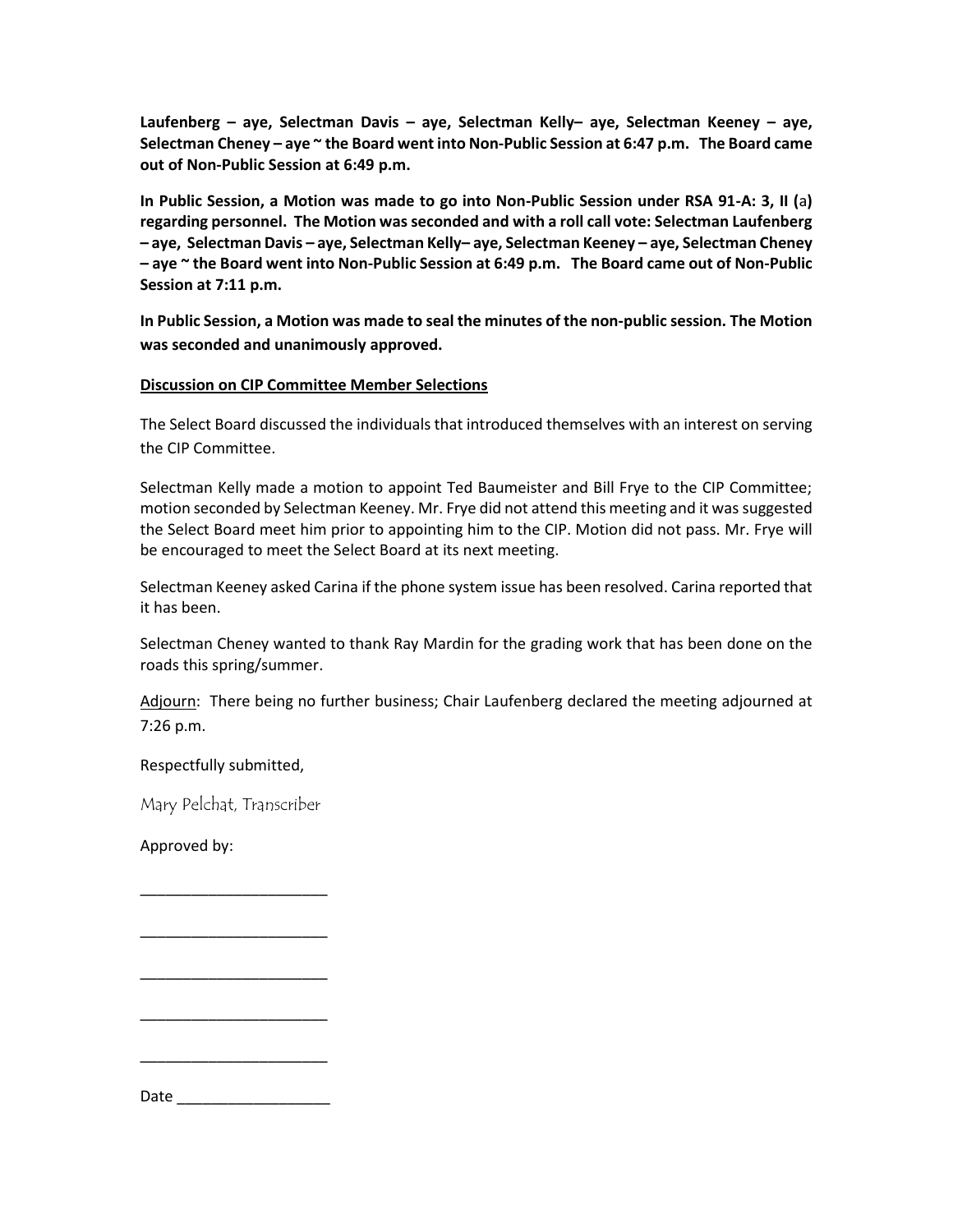**Laufenberg – aye, Selectman Davis – aye, Selectman Kelly– aye, Selectman Keeney – aye, Selectman Cheney – aye ~ the Board went into Non-Public Session at 6:47 p.m. The Board came out of Non-Public Session at 6:49 p.m.**

**In Public Session, a Motion was made to go into Non-Public Session under RSA 91-A: 3, II (a) regarding personnel. The Motion was seconded and with a roll call vote: Selectman Laufenberg – aye, Selectman Davis – aye, Selectman Kelly– aye, Selectman Keeney – aye, Selectman Cheney – aye ~ the Board went into Non-Public Session at 6:49 p.m. The Board came out of Non-Public Session at 7:11 p.m.**

**In Public Session, a Motion was made to seal the minutes of the non-public session. The Motion was seconded and unanimously approved.**

<u>**Discussion on CIP Committee Member Selections**</u>

The Select Board discussed the individuals that introduced themselves with an interest on serving the CIP Committee.

Selectman Kelly made a motion to appoint Ted Baumeister and Bill Frye to the CIP Committee; motion seconded by Selectman Keeney. Mr. Frye did not attend this meeting and it was suggested the Select Board meet him prior to appointing him to the CIP. Motion did not pass. Mr. Frye will be encouraged to meet the Select Board at its next meeting.

Selectman Keeney asked Carina if the phone system issue has been resolved. Carina reported that it has been.

Selectman Cheney wanted to thank Ray Mardin for the grading work that has been done on the roads this spring/summer.

<u>Adjourn</u>: There being no further business; Chair Laufenberg declared the meeting adjourned at 7:26 p.m.

Respectfully submitted,

Mary Pelchat, Transcriber

Approved by:

______________________

______________________

______________________

______________________

______________________

Date __________________